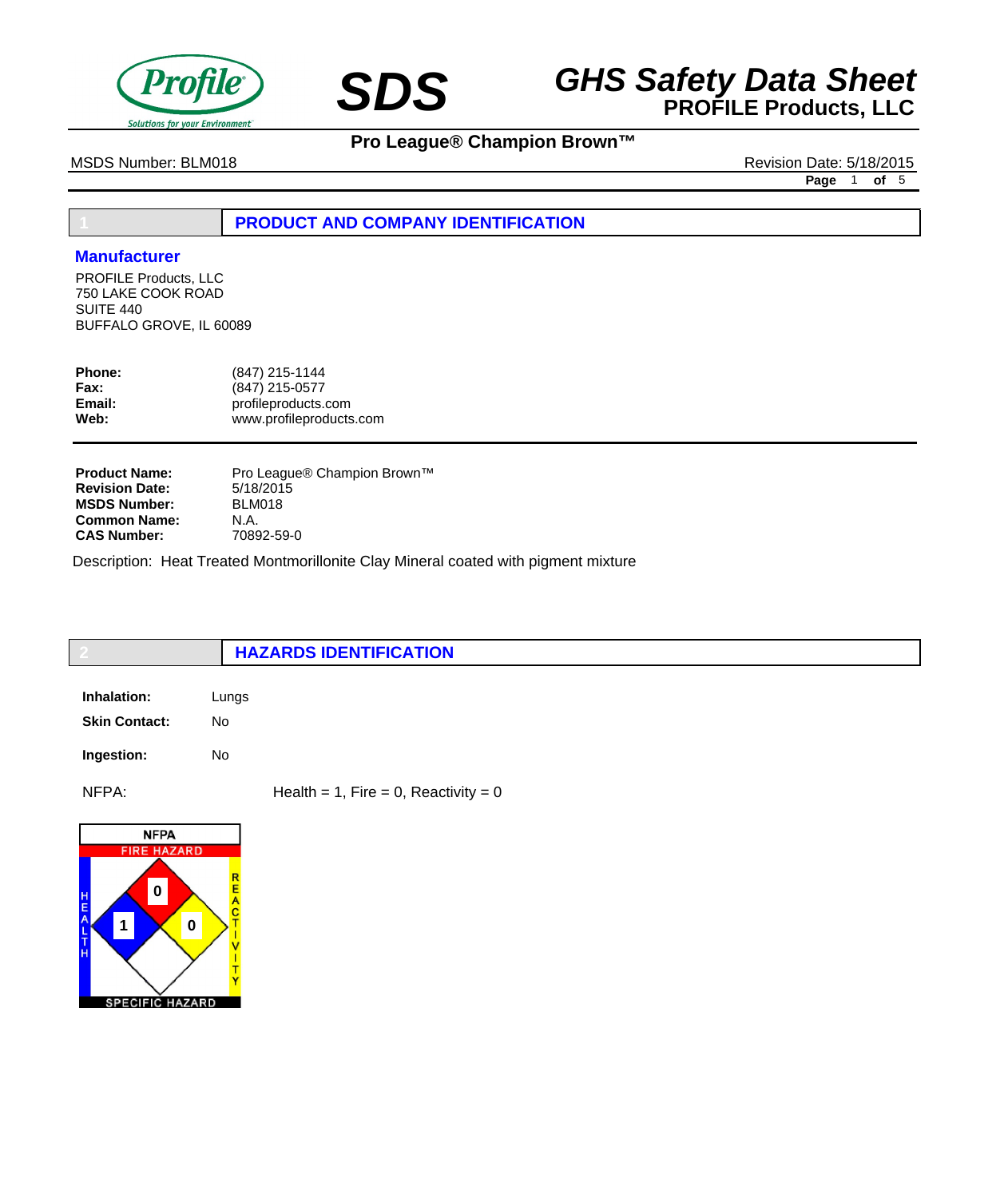# SDS

# GHS Safety Data Sheet

**PROFILE Products, LLC**

**Pro League® Champion Brown™**

MSDS Number: BLM018

Revision Date: 5/18/2015

## 1 PRODUCT AND COMPANY IDENTIFICATION

### Manufacturer

PROFILE Products, LLC
750 LAKE COOK ROAD
SUITE 440
BUFFALO GROVE, IL 60089

| | |
|---|---|
| **Phone:** | (847) 215-1144 |
| **Fax:** | (847) 215-0577 |
| **Email:** | profileproducts.com |
| **Web:** | www.profileproducts.com |

| | |
|---|---|
| **Product Name:** | Pro League® Champion Brown™ |
| **Revision Date:** | 5/18/2015 |
| **MSDS Number:** | BLM018 |
| **Common Name:** | N.A. |
| **CAS Number:** | 70892-59-0 |

Description: Heat Treated Montmorillonite Clay Mineral coated with pigment mixture

## 2 HAZARDS IDENTIFICATION

| | |
|---|---|
| **Inhalation:** | Lungs |
| **Skin Contact:** | No |
| **Ingestion:** | No |

NFPA: Health = 1, Fire = 0, Reactivity = 0

NFPA
FIRE HAZARD: 0
HEALTH: 1
REACTIVITY: 0
SPECIFIC HAZARD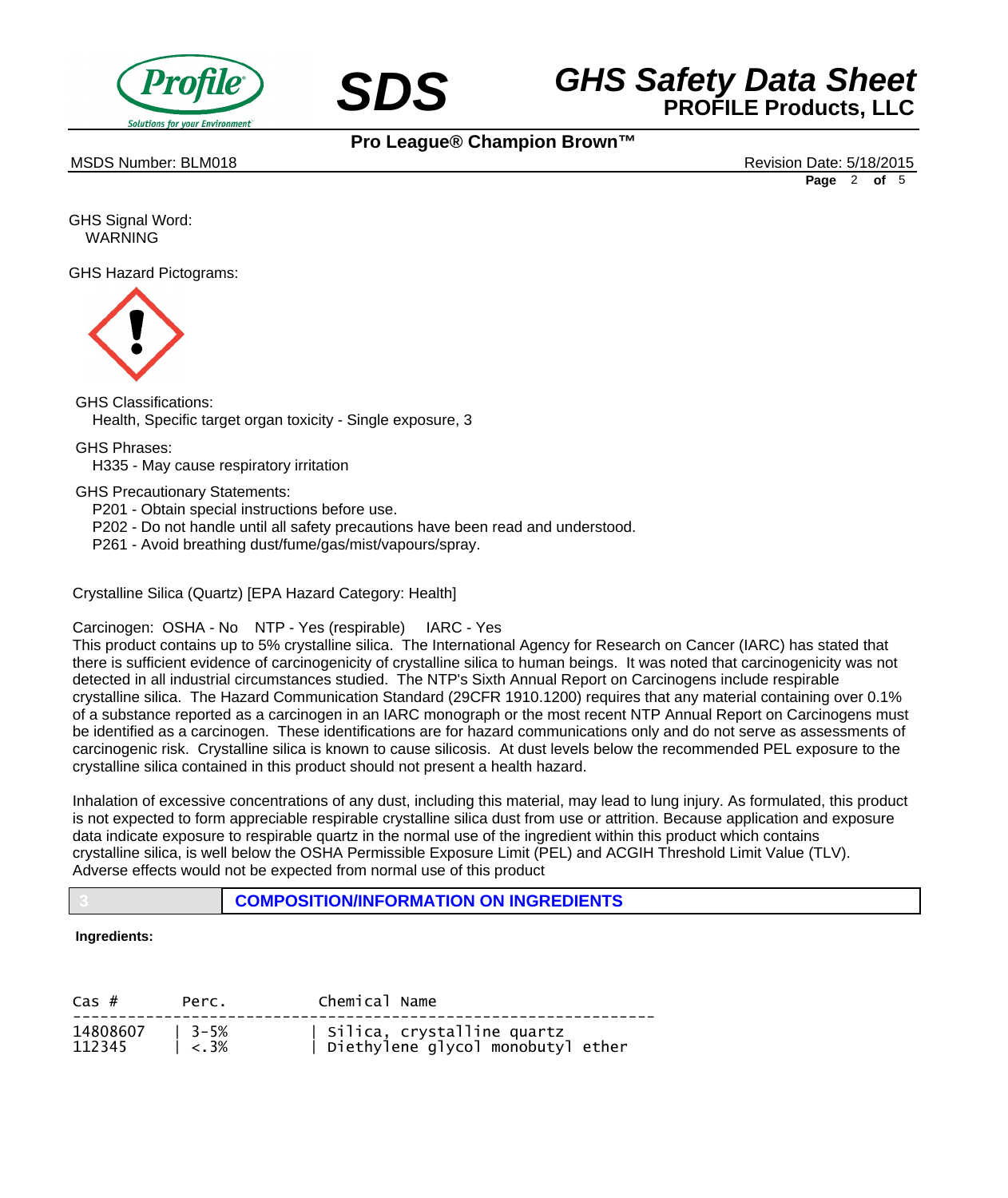GHS Signal Word:
WARNING

GHS Hazard Pictograms:

GHS Classifications:
Health, Specific target organ toxicity - Single exposure, 3

GHS Phrases:
H335 - May cause respiratory irritation

GHS Precautionary Statements:
P201 - Obtain special instructions before use.
P202 - Do not handle until all safety precautions have been read and understood.
P261 - Avoid breathing dust/fume/gas/mist/vapours/spray.

Crystalline Silica (Quartz) [EPA Hazard Category: Health]

Carcinogen: OSHA - No NTP - Yes (respirable) IARC - Yes
This product contains up to 5% crystalline silica. The International Agency for Research on Cancer (IARC) has stated that there is sufficient evidence of carcinogenicity of crystalline silica to human beings. It was noted that carcinogenicity was not detected in all industrial circumstances studied. The NTP's Sixth Annual Report on Carcinogens include respirable crystalline silica. The Hazard Communication Standard (29CFR 1910.1200) requires that any material containing over 0.1% of a substance reported as a carcinogen in an IARC monograph or the most recent NTP Annual Report on Carcinogens must be identified as a carcinogen. These identifications are for hazard communications only and do not serve as assessments of carcinogenic risk. Crystalline silica is known to cause silicosis. At dust levels below the recommended PEL exposure to the crystalline silica contained in this product should not present a health hazard.

Inhalation of excessive concentrations of any dust, including this material, may lead to lung injury. As formulated, this product is not expected to form appreciable respirable crystalline silica dust from use or attrition. Because application and exposure data indicate exposure to respirable quartz in the normal use of the ingredient within this product which contains crystalline silica, is well below the OSHA Permissible Exposure Limit (PEL) and ACGIH Threshold Limit Value (TLV). Adverse effects would not be expected from normal use of this product

## 3 COMPOSITION/INFORMATION ON INGREDIENTS

**Ingredients:**

| Cas # | Perc. | Chemical Name |
|---|---|---|
| 14808607 | 3-5% | Silica, crystalline quartz |
| 112345 | <.3% | Diethylene glycol monobutyl ether |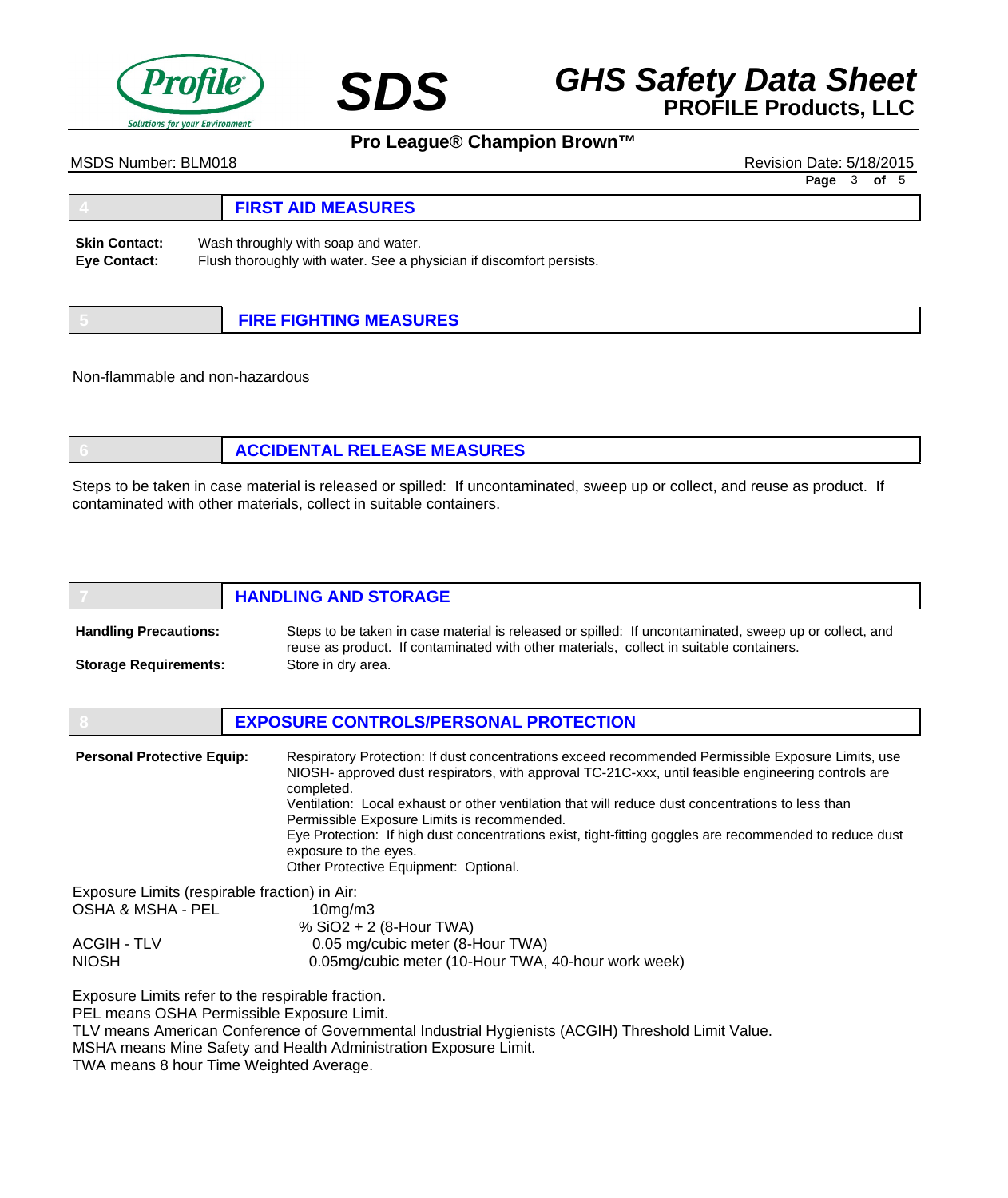## 4 FIRST AID MEASURES

**Skin Contact:** Wash throughly with soap and water.

**Eye Contact:** Flush thoroughly with water. See a physician if discomfort persists.

## 5 FIRE FIGHTING MEASURES

Non-flammable and non-hazardous

## 6 ACCIDENTAL RELEASE MEASURES

Steps to be taken in case material is released or spilled: If uncontaminated, sweep up or collect, and reuse as product. If contaminated with other materials, collect in suitable containers.

## 7 HANDLING AND STORAGE

**Handling Precautions:** Steps to be taken in case material is released or spilled: If uncontaminated, sweep up or collect, and reuse as product. If contaminated with other materials, collect in suitable containers.

**Storage Requirements:** Store in dry area.

## 8 EXPOSURE CONTROLS/PERSONAL PROTECTION

**Personal Protective Equip:** Respiratory Protection: If dust concentrations exceed recommended Permissible Exposure Limits, use NIOSH- approved dust respirators, with approval TC-21C-xxx, until feasible engineering controls are completed.
Ventilation: Local exhaust or other ventilation that will reduce dust concentrations to less than Permissible Exposure Limits is recommended.
Eye Protection: If high dust concentrations exist, tight-fitting goggles are recommended to reduce dust exposure to the eyes.
Other Protective Equipment: Optional.

Exposure Limits (respirable fraction) in Air:

| | |
|---|---|
| OSHA & MSHA - PEL | 10mg/m3<br>% $SiO_2$ + 2 (8-Hour TWA) |
| ACGIH - TLV | 0.05 mg/cubic meter (8-Hour TWA) |
| NIOSH | 0.05mg/cubic meter (10-Hour TWA, 40-hour work week) |

Exposure Limits refer to the respirable fraction.
PEL means OSHA Permissible Exposure Limit.
TLV means American Conference of Governmental Industrial Hygienists (ACGIH) Threshold Limit Value.
MSHA means Mine Safety and Health Administration Exposure Limit.
TWA means 8 hour Time Weighted Average.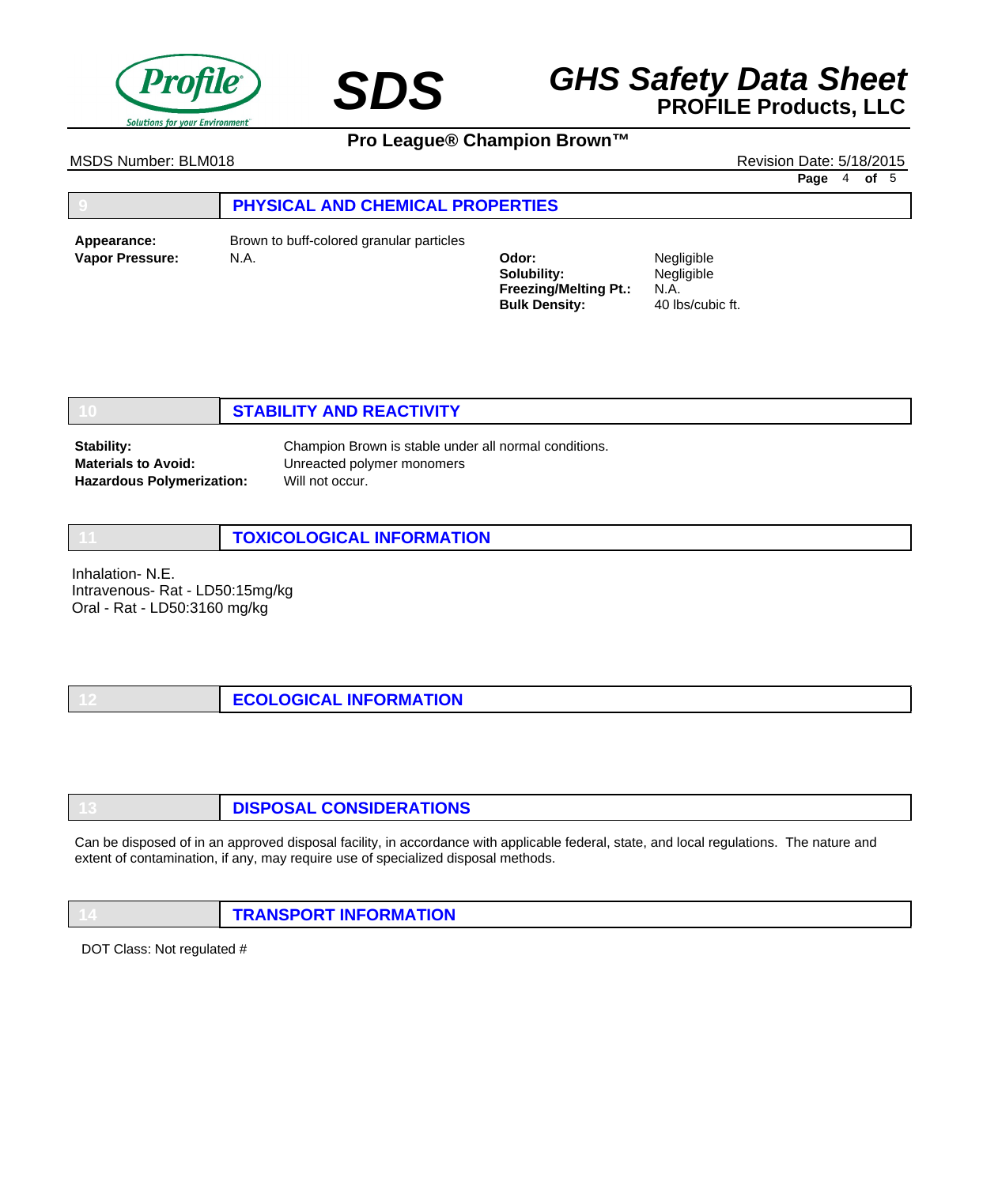## 9 PHYSICAL AND CHEMICAL PROPERTIES

**Appearance:** Brown to buff-colored granular particles

**Vapor Pressure:** N.A.

**Odor:** Negligible

**Solubility:** Negligible

**Freezing/Melting Pt.:** N.A.

**Bulk Density:** 40 lbs/cubic ft.

## 10 STABILITY AND REACTIVITY

**Stability:** Champion Brown is stable under all normal conditions.

**Materials to Avoid:** Unreacted polymer monomers

**Hazardous Polymerization:** Will not occur.

## 11 TOXICOLOGICAL INFORMATION

Inhalation- N.E.
Intravenous- Rat - LD50:15mg/kg
Oral - Rat - LD50:3160 mg/kg

## 12 ECOLOGICAL INFORMATION

## 13 DISPOSAL CONSIDERATIONS

Can be disposed of in an approved disposal facility, in accordance with applicable federal, state, and local regulations. The nature and extent of contamination, if any, may require use of specialized disposal methods.

## 14 TRANSPORT INFORMATION

DOT Class: Not regulated #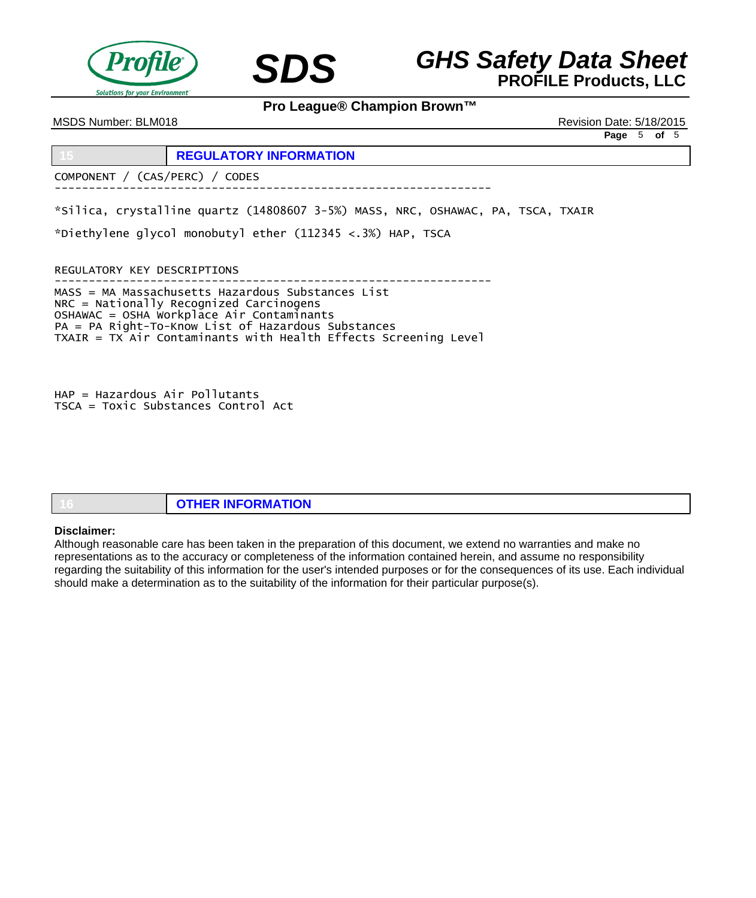## 15 REGULATORY INFORMATION

COMPONENT / (CAS/PERC) / CODES

----------------------------------------------------------------

*Silica, crystalline quartz (14808607 3-5%) MASS, NRC, OSHAWAC, PA, TSCA, TXAIR

*Diethylene glycol monobutyl ether (112345 <.3%) HAP, TSCA

REGULATORY KEY DESCRIPTIONS

----------------------------------------------------------------

MASS = MA Massachusetts Hazardous Substances List
NRC = Nationally Recognized Carcinogens
OSHAWAC = OSHA Workplace Air Contaminants
PA = PA Right-To-Know List of Hazardous Substances
TXAIR = TX Air Contaminants with Health Effects Screening Level

HAP = Hazardous Air Pollutants
TSCA = Toxic Substances Control Act

## 16 OTHER INFORMATION

**Disclaimer:**
Although reasonable care has been taken in the preparation of this document, we extend no warranties and make no representations as to the accuracy or completeness of the information contained herein, and assume no responsibility regarding the suitability of this information for the user's intended purposes or for the consequences of its use. Each individual should make a determination as to the suitability of the information for their particular purpose(s).